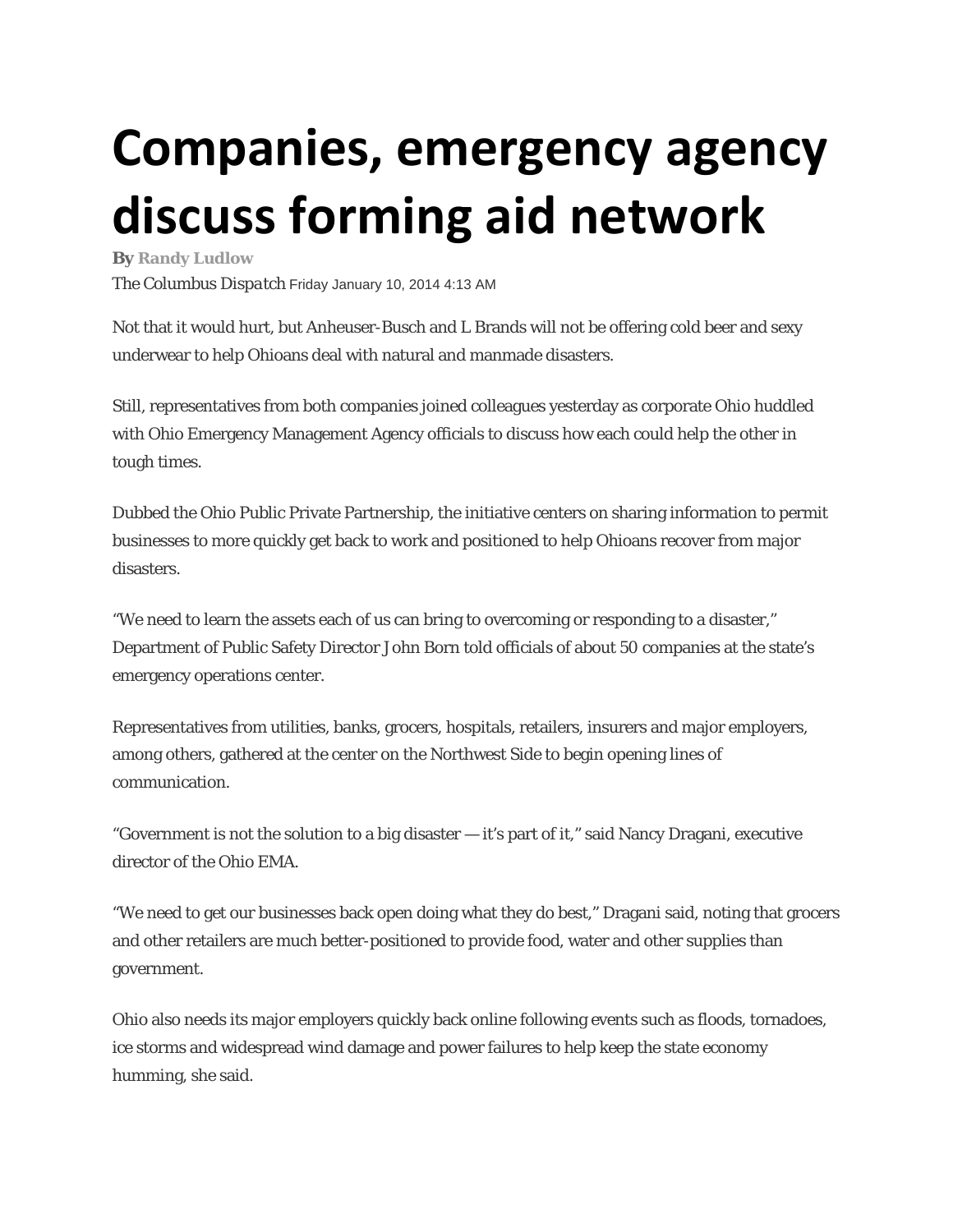# Companies, emergency agency discuss forming aid network

**By** **Randy Ludlow**

*The Columbus Dispatch* Friday January 10, 2014 4:13 AM

Not that it would hurt, but Anheuser-Busch and L Brands will not be offering cold beer and sexy underwear to help Ohioans deal with natural and manmade disasters.

Still, representatives from both companies joined colleagues yesterday as corporate Ohio huddled with Ohio Emergency Management Agency officials to discuss how each could help the other in tough times.

Dubbed the Ohio Public Private Partnership, the initiative centers on sharing information to permit businesses to more quickly get back to work and positioned to help Ohioans recover from major disasters.

"We need to learn the assets each of us can bring to overcoming or responding to a disaster," Department of Public Safety Director John Born told officials of about 50 companies at the state's emergency operations center.

Representatives from utilities, banks, grocers, hospitals, retailers, insurers and major employers, among others, gathered at the center on the Northwest Side to begin opening lines of communication.

"Government is not the solution to a big disaster — it's part of it," said Nancy Dragani, executive director of the Ohio EMA.

"We need to get our businesses back open doing what they do best," Dragani said, noting that grocers and other retailers are much better-positioned to provide food, water and other supplies than government.

Ohio also needs its major employers quickly back online following events such as floods, tornadoes, ice storms and widespread wind damage and power failures to help keep the state economy humming, she said.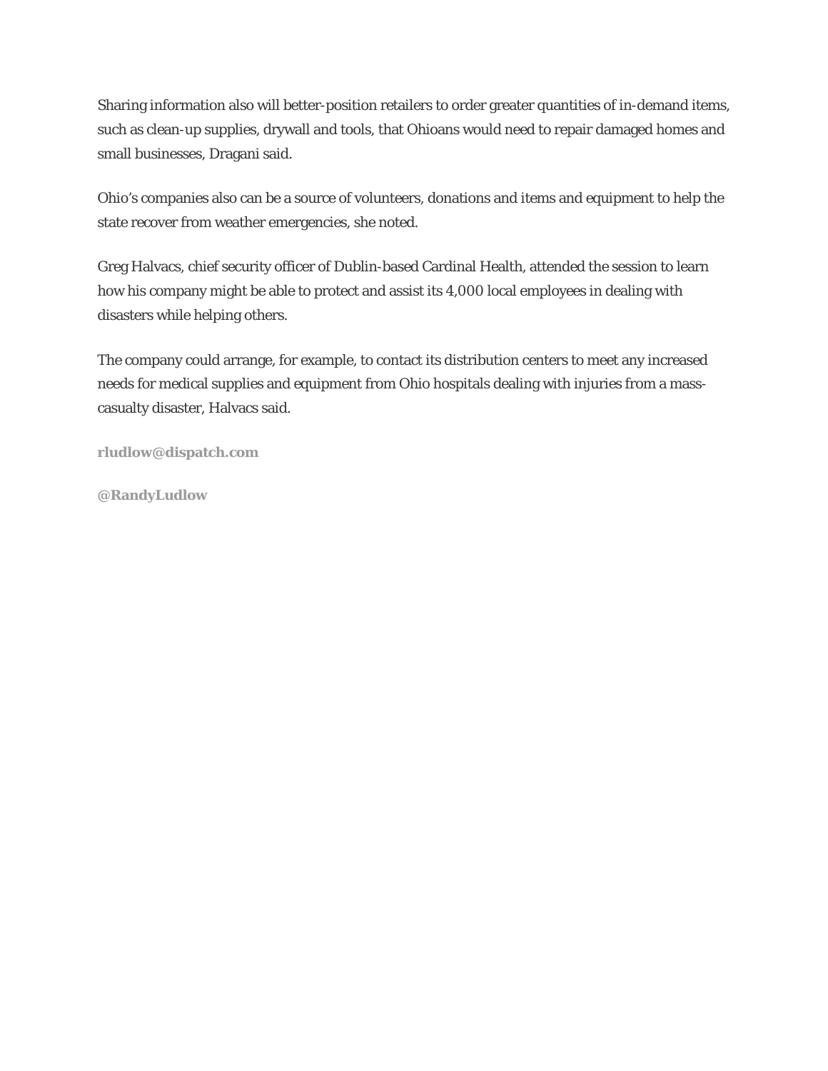Sharing information also will better-position retailers to order greater quantities of in-demand items, such as clean-up supplies, drywall and tools, that Ohioans would need to repair damaged homes and small businesses, Dragani said.

Ohio's companies also can be a source of volunteers, donations and items and equipment to help the state recover from weather emergencies, she noted.

Greg Halvacs, chief security officer of Dublin-based Cardinal Health, attended the session to learn how his company might be able to protect and assist its 4,000 local employees in dealing with disasters while helping others.

The company could arrange, for example, to contact its distribution centers to meet any increased needs for medical supplies and equipment from Ohio hospitals dealing with injuries from a mass-casualty disaster, Halvacs said.

**rludlow@dispatch.com**

**@RandyLudlow**